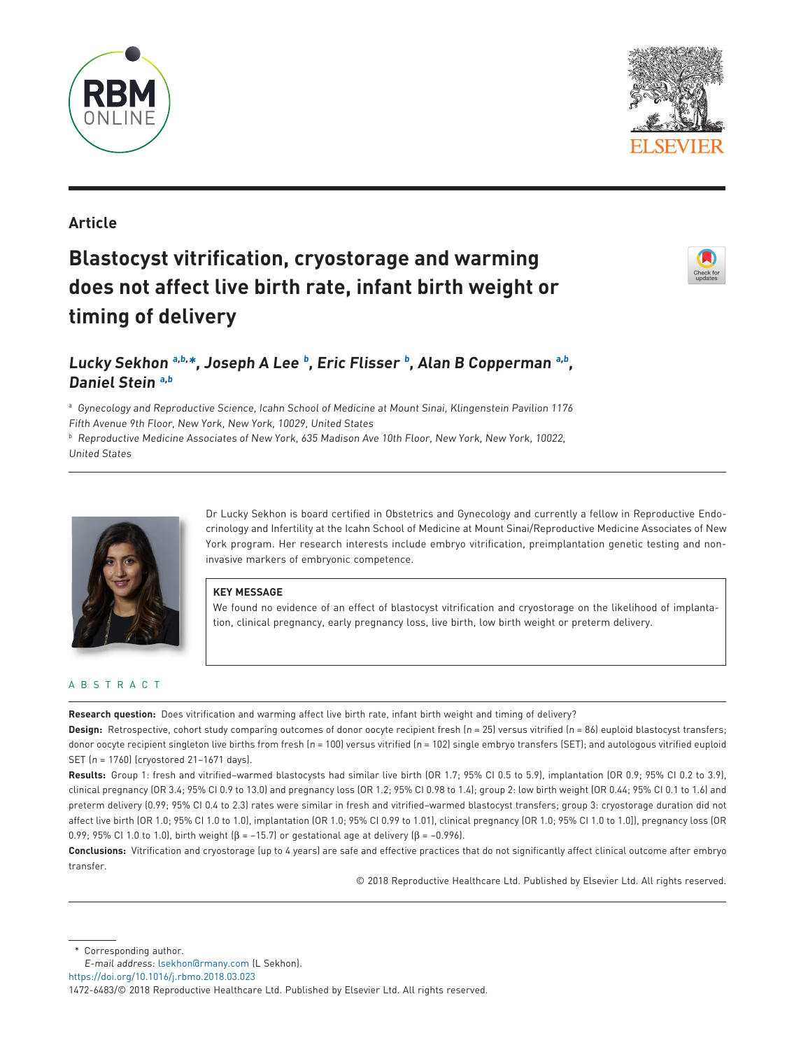Article

# Blastocyst vitrification, cryostorage and warming does not affect live birth rate, infant birth weight or timing of delivery

***Lucky Sekhon*** [a,b,*], ***Joseph A Lee*** [b], ***Eric Flisser*** [b], ***Alan B Copperman*** [a,b], ***Daniel Stein*** [a,b]

[a] *Gynecology and Reproductive Science, Icahn School of Medicine at Mount Sinai, Klingenstein Pavilion 1176 Fifth Avenue 9th Floor, New York, New York, 10029, United States*

[b] *Reproductive Medicine Associates of New York, 635 Madison Ave 10th Floor, New York, New York, 10022, United States*

Dr Lucky Sekhon is board certified in Obstetrics and Gynecology and currently a fellow in Reproductive Endocrinology and Infertility at the Icahn School of Medicine at Mount Sinai/Reproductive Medicine Associates of New York program. Her research interests include embryo vitrification, preimplantation genetic testing and non-invasive markers of embryonic competence.

**KEY MESSAGE**

We found no evidence of an effect of blastocyst vitrification and cryostorage on the likelihood of implantation, clinical pregnancy, early pregnancy loss, live birth, low birth weight or preterm delivery.

## ABSTRACT

**Research question:** Does vitrification and warming affect live birth rate, infant birth weight and timing of delivery?

**Design:** Retrospective, cohort study comparing outcomes of donor oocyte recipient fresh ($n$ = 25) versus vitrified ($n$ = 86) euploid blastocyst transfers; donor oocyte recipient singleton live births from fresh ($n$ = 100) versus vitrified ($n$ = 102) single embryo transfers (SET); and autologous vitrified euploid SET ($n$ = 1760) (cryostored 21–1671 days).

**Results:** Group 1: fresh and vitrified–warmed blastocysts had similar live birth (OR 1.7; 95% CI 0.5 to 5.9), implantation (OR 0.9; 95% CI 0.2 to 3.9), clinical pregnancy (OR 3.4; 95% CI 0.9 to 13.0) and pregnancy loss (OR 1.2; 95% CI 0.98 to 1.4); group 2: low birth weight (OR 0.44; 95% CI 0.1 to 1.6) and preterm delivery (0.99; 95% CI 0.4 to 2.3) rates were similar in fresh and vitrified–warmed blastocyst transfers; group 3: cryostorage duration did not affect live birth (OR 1.0; 95% CI 1.0 to 1.0), implantation (OR 1.0; 95% CI 0.99 to 1.01), clinical pregnancy (OR 1.0; 95% CI 1.0 to 1.0)), pregnancy loss (OR 0.99; 95% CI 1.0 to 1.0), birth weight ($\beta$ = −15.7) or gestational age at delivery ($\beta$ = −0.996).

**Conclusions:** Vitrification and cryostorage (up to 4 years) are safe and effective practices that do not significantly affect clinical outcome after embryo transfer.

© 2018 Reproductive Healthcare Ltd. Published by Elsevier Ltd. All rights reserved.

---

\* Corresponding author.
*E-mail address:* lsekhon@rmany.com (L Sekhon).
https://doi.org/10.1016/j.rbmo.2018.03.023
1472-6483/© 2018 Reproductive Healthcare Ltd. Published by Elsevier Ltd. All rights reserved.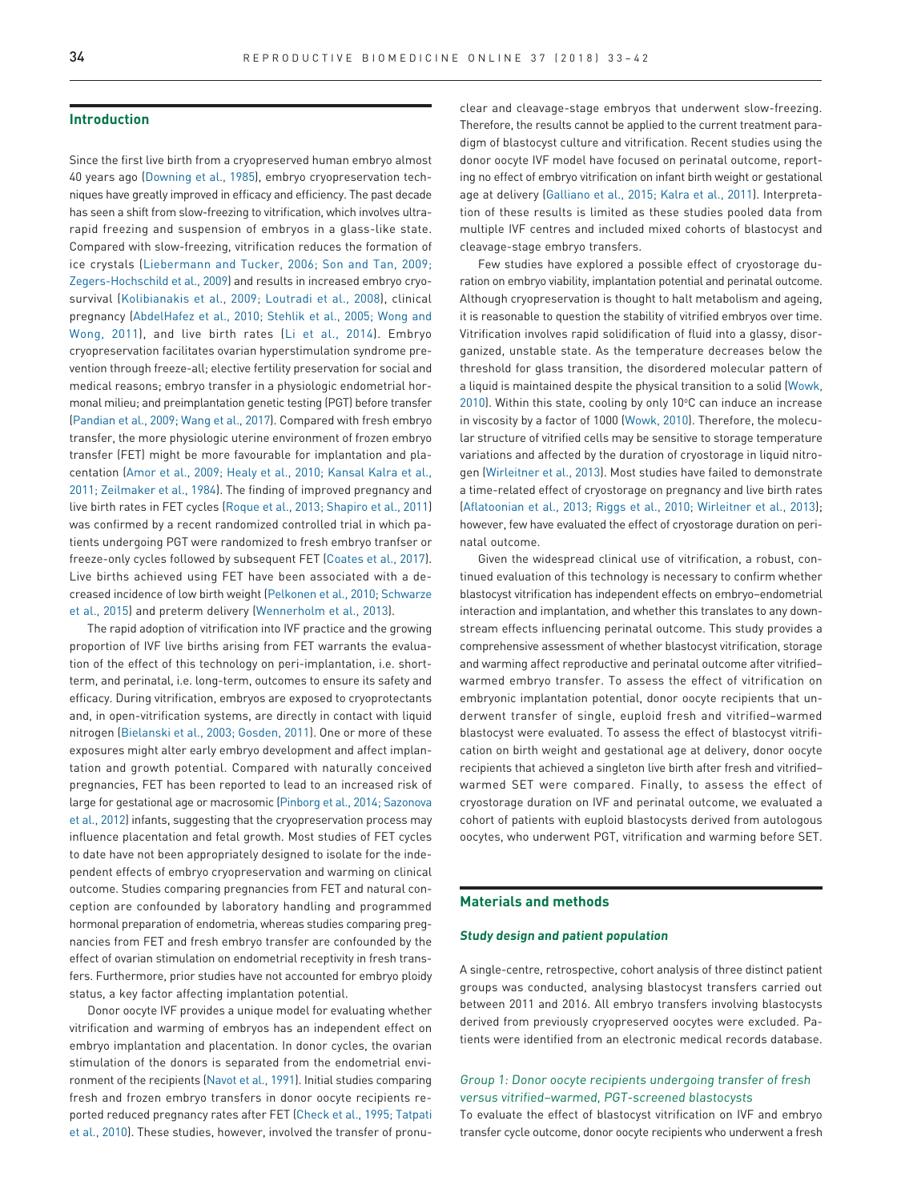## Introduction

Since the first live birth from a cryopreserved human embryo almost 40 years ago (Downing et al., 1985), embryo cryopreservation techniques have greatly improved in efficacy and efficiency. The past decade has seen a shift from slow-freezing to vitrification, which involves ultra-rapid freezing and suspension of embryos in a glass-like state. Compared with slow-freezing, vitrification reduces the formation of ice crystals (Liebermann and Tucker, 2006; Son and Tan, 2009; Zegers-Hochschild et al., 2009) and results in increased embryo cryosurvival (Kolibianakis et al., 2009; Loutradi et al., 2008), clinical pregnancy (AbdelHafez et al., 2010; Stehlik et al., 2005; Wong and Wong, 2011), and live birth rates (Li et al., 2014). Embryo cryopreservation facilitates ovarian hyperstimulation syndrome prevention through freeze-all; elective fertility preservation for social and medical reasons; embryo transfer in a physiologic endometrial hormonal milieu; and preimplantation genetic testing (PGT) before transfer (Pandian et al., 2009; Wang et al., 2017). Compared with fresh embryo transfer, the more physiologic uterine environment of frozen embryo transfer (FET) might be more favourable for implantation and placentation (Amor et al., 2009; Healy et al., 2010; Kansal Kalra et al., 2011; Zeilmaker et al., 1984). The finding of improved pregnancy and live birth rates in FET cycles (Roque et al., 2013; Shapiro et al., 2011) was confirmed by a recent randomized controlled trial in which patients undergoing PGT were randomized to fresh embryo tranfser or freeze-only cycles followed by subsequent FET (Coates et al., 2017). Live births achieved using FET have been associated with a decreased incidence of low birth weight (Pelkonen et al., 2010; Schwarze et al., 2015) and preterm delivery (Wennerholm et al., 2013).

The rapid adoption of vitrification into IVF practice and the growing proportion of IVF live births arising from FET warrants the evaluation of the effect of this technology on peri-implantation, i.e. short-term, and perinatal, i.e. long-term, outcomes to ensure its safety and efficacy. During vitrification, embryos are exposed to cryoprotectants and, in open-vitrification systems, are directly in contact with liquid nitrogen (Bielanski et al., 2003; Gosden, 2011). One or more of these exposures might alter early embryo development and affect implantation and growth potential. Compared with naturally conceived pregnancies, FET has been reported to lead to an increased risk of large for gestational age or macrosomic (Pinborg et al., 2014; Sazonova et al., 2012) infants, suggesting that the cryopreservation process may influence placentation and fetal growth. Most studies of FET cycles to date have not been appropriately designed to isolate for the independent effects of embryo cryopreservation and warming on clinical outcome. Studies comparing pregnancies from FET and natural conception are confounded by laboratory handling and programmed hormonal preparation of endometria, whereas studies comparing pregnancies from FET and fresh embryo transfer are confounded by the effect of ovarian stimulation on endometrial receptivity in fresh transfers. Furthermore, prior studies have not accounted for embryo ploidy status, a key factor affecting implantation potential.

Donor oocyte IVF provides a unique model for evaluating whether vitrification and warming of embryos has an independent effect on embryo implantation and placentation. In donor cycles, the ovarian stimulation of the donors is separated from the endometrial environment of the recipients (Navot et al., 1991). Initial studies comparing fresh and frozen embryo transfers in donor oocyte recipients reported reduced pregnancy rates after FET (Check et al., 1995; Tatpati et al., 2010). These studies, however, involved the transfer of pronuclear and cleavage-stage embryos that underwent slow-freezing. Therefore, the results cannot be applied to the current treatment paradigm of blastocyst culture and vitrification. Recent studies using the donor oocyte IVF model have focused on perinatal outcome, reporting no effect of embryo vitrification on infant birth weight or gestational age at delivery (Galliano et al., 2015; Kalra et al., 2011). Interpretation of these results is limited as these studies pooled data from multiple IVF centres and included mixed cohorts of blastocyst and cleavage-stage embryo transfers.

Few studies have explored a possible effect of cryostorage duration on embryo viability, implantation potential and perinatal outcome. Although cryopreservation is thought to halt metabolism and ageing, it is reasonable to question the stability of vitrified embryos over time. Vitrification involves rapid solidification of fluid into a glassy, disorganized, unstable state. As the temperature decreases below the threshold for glass transition, the disordered molecular pattern of a liquid is maintained despite the physical transition to a solid (Wowk, 2010). Within this state, cooling by only 10°C can induce an increase in viscosity by a factor of 1000 (Wowk, 2010). Therefore, the molecular structure of vitrified cells may be sensitive to storage temperature variations and affected by the duration of cryostorage in liquid nitrogen (Wirleitner et al., 2013). Most studies have failed to demonstrate a time-related effect of cryostorage on pregnancy and live birth rates (Aflatoonian et al., 2013; Riggs et al., 2010; Wirleitner et al., 2013); however, few have evaluated the effect of cryostorage duration on perinatal outcome.

Given the widespread clinical use of vitrification, a robust, continued evaluation of this technology is necessary to confirm whether blastocyst vitrification has independent effects on embryo–endometrial interaction and implantation, and whether this translates to any downstream effects influencing perinatal outcome. This study provides a comprehensive assessment of whether blastocyst vitrification, storage and warming affect reproductive and perinatal outcome after vitrified–warmed embryo transfer. To assess the effect of vitrification on embryonic implantation potential, donor oocyte recipients that underwent transfer of single, euploid fresh and vitrified–warmed blastocyst were evaluated. To assess the effect of blastocyst vitrification on birth weight and gestational age at delivery, donor oocyte recipients that achieved a singleton live birth after fresh and vitrified–warmed SET were compared. Finally, to assess the effect of cryostorage duration on IVF and perinatal outcome, we evaluated a cohort of patients with euploid blastocysts derived from autologous oocytes, who underwent PGT, vitrification and warming before SET.

## Materials and methods

### *Study design and patient population*

A single-centre, retrospective, cohort analysis of three distinct patient groups was conducted, analysing blastocyst transfers carried out between 2011 and 2016. All embryo transfers involving blastocysts derived from previously cryopreserved oocytes were excluded. Patients were identified from an electronic medical records database.

#### *Group 1: Donor oocyte recipients undergoing transfer of fresh versus vitrified–warmed, PGT-screened blastocysts*

To evaluate the effect of blastocyst vitrification on IVF and embryo transfer cycle outcome, donor oocyte recipients who underwent a fresh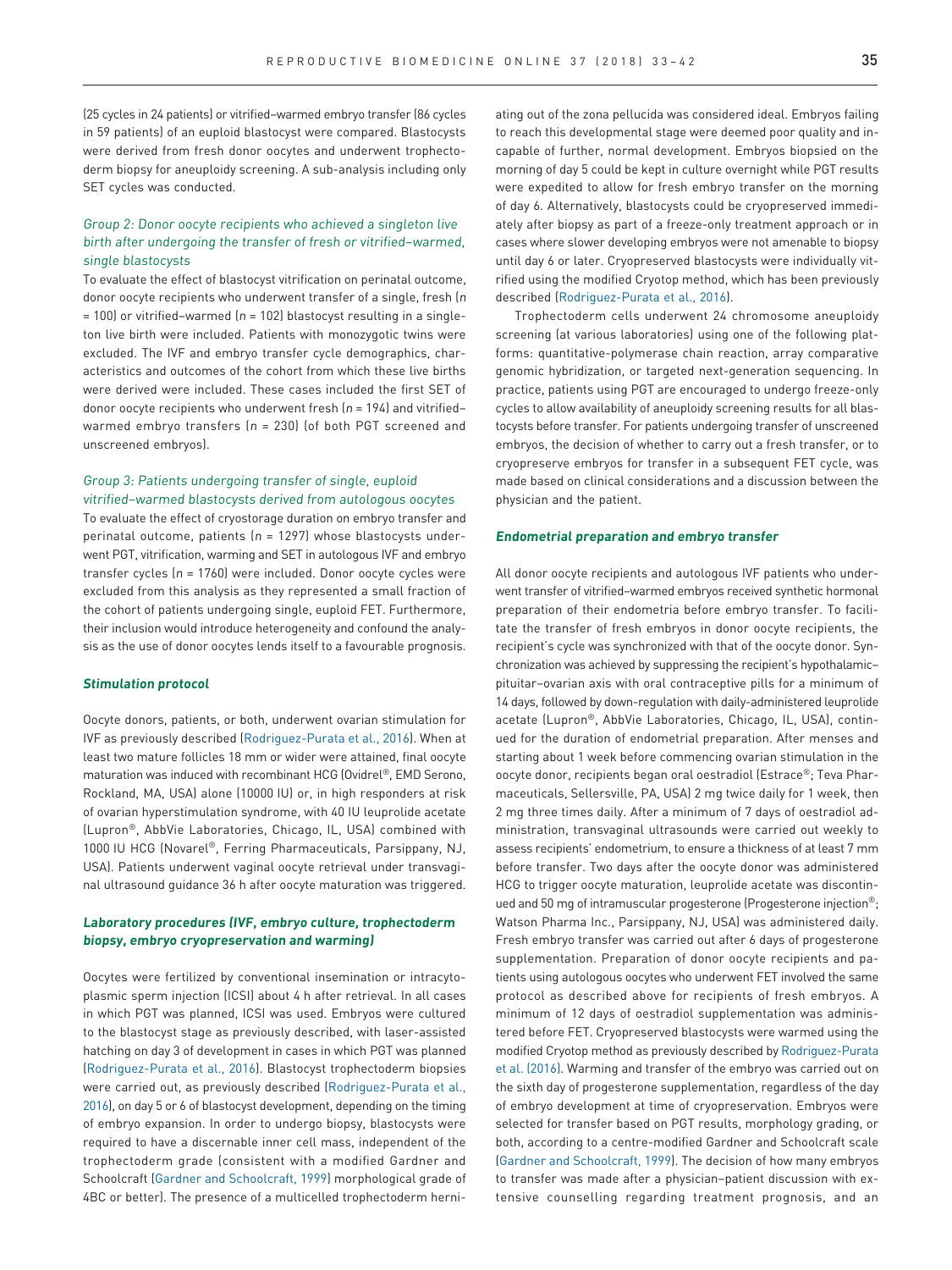(25 cycles in 24 patients) or vitrified–warmed embryo transfer (86 cycles in 59 patients) of an euploid blastocyst were compared. Blastocysts were derived from fresh donor oocytes and underwent trophectoderm biopsy for aneuploidy screening. A sub-analysis including only SET cycles was conducted.

### *Group 2: Donor oocyte recipients who achieved a singleton live birth after undergoing the transfer of fresh or vitrified–warmed, single blastocysts*

To evaluate the effect of blastocyst vitrification on perinatal outcome, donor oocyte recipients who underwent transfer of a single, fresh (*n* = 100) or vitrified–warmed (*n* = 102) blastocyst resulting in a singleton live birth were included. Patients with monozygotic twins were excluded. The IVF and embryo transfer cycle demographics, characteristics and outcomes of the cohort from which these live births were derived were included. These cases included the first SET of donor oocyte recipients who underwent fresh (*n* = 194) and vitrified–warmed embryo transfers (*n* = 230) (of both PGT screened and unscreened embryos).

### *Group 3: Patients undergoing transfer of single, euploid vitrified–warmed blastocysts derived from autologous oocytes*

To evaluate the effect of cryostorage duration on embryo transfer and perinatal outcome, patients (*n* = 1297) whose blastocysts underwent PGT, vitrification, warming and SET in autologous IVF and embryo transfer cycles (*n* = 1760) were included. Donor oocyte cycles were excluded from this analysis as they represented a small fraction of the cohort of patients undergoing single, euploid FET. Furthermore, their inclusion would introduce heterogeneity and confound the analysis as the use of donor oocytes lends itself to a favourable prognosis.

## Stimulation protocol

Oocyte donors, patients, or both, underwent ovarian stimulation for IVF as previously described (Rodriguez-Purata et al., 2016). When at least two mature follicles 18 mm or wider were attained, final oocyte maturation was induced with recombinant HCG (Ovidrel®, EMD Serono, Rockland, MA, USA) alone (10000 IU) or, in high responders at risk of ovarian hyperstimulation syndrome, with 40 IU leuprolide acetate (Lupron®, AbbVie Laboratories, Chicago, IL, USA) combined with 1000 IU HCG (Novarel®, Ferring Pharmaceuticals, Parsippany, NJ, USA). Patients underwent vaginal oocyte retrieval under transvaginal ultrasound guidance 36 h after oocyte maturation was triggered.

## Laboratory procedures (IVF, embryo culture, trophectoderm biopsy, embryo cryopreservation and warming)

Oocytes were fertilized by conventional insemination or intracytoplasmic sperm injection (ICSI) about 4 h after retrieval. In all cases in which PGT was planned, ICSI was used. Embryos were cultured to the blastocyst stage as previously described, with laser-assisted hatching on day 3 of development in cases in which PGT was planned (Rodriguez-Purata et al., 2016). Blastocyst trophectoderm biopsies were carried out, as previously described (Rodriguez-Purata et al., 2016), on day 5 or 6 of blastocyst development, depending on the timing of embryo expansion. In order to undergo biopsy, blastocysts were required to have a discernable inner cell mass, independent of the trophectoderm grade (consistent with a modified Gardner and Schoolcraft (Gardner and Schoolcraft, 1999) morphological grade of 4BC or better). The presence of a multicelled trophectoderm herniating out of the zona pellucida was considered ideal. Embryos failing to reach this developmental stage were deemed poor quality and incapable of further, normal development. Embryos biopsied on the morning of day 5 could be kept in culture overnight while PGT results were expedited to allow for fresh embryo transfer on the morning of day 6. Alternatively, blastocysts could be cryopreserved immediately after biopsy as part of a freeze-only treatment approach or in cases where slower developing embryos were not amenable to biopsy until day 6 or later. Cryopreserved blastocysts were individually vitrified using the modified Cryotop method, which has been previously described (Rodriguez-Purata et al., 2016).

Trophectoderm cells underwent 24 chromosome aneuploidy screening (at various laboratories) using one of the following platforms: quantitative-polymerase chain reaction, array comparative genomic hybridization, or targeted next-generation sequencing. In practice, patients using PGT are encouraged to undergo freeze-only cycles to allow availability of aneuploidy screening results for all blastocysts before transfer. For patients undergoing transfer of unscreened embryos, the decision of whether to carry out a fresh transfer, or to cryopreserve embryos for transfer in a subsequent FET cycle, was made based on clinical considerations and a discussion between the physician and the patient.

## Endometrial preparation and embryo transfer

All donor oocyte recipients and autologous IVF patients who underwent transfer of vitrified–warmed embryos received synthetic hormonal preparation of their endometria before embryo transfer. To facilitate the transfer of fresh embryos in donor oocyte recipients, the recipient's cycle was synchronized with that of the oocyte donor. Synchronization was achieved by suppressing the recipient's hypothalamic–pituitar–ovarian axis with oral contraceptive pills for a minimum of 14 days, followed by down-regulation with daily-administered leuprolide acetate (Lupron®, AbbVie Laboratories, Chicago, IL, USA), continued for the duration of endometrial preparation. After menses and starting about 1 week before commencing ovarian stimulation in the oocyte donor, recipients began oral oestradiol (Estrace®; Teva Pharmaceuticals, Sellersville, PA, USA) 2 mg twice daily for 1 week, then 2 mg three times daily. After a minimum of 7 days of oestradiol administration, transvaginal ultrasounds were carried out weekly to assess recipients' endometrium, to ensure a thickness of at least 7 mm before transfer. Two days after the oocyte donor was administered HCG to trigger oocyte maturation, leuprolide acetate was discontinued and 50 mg of intramuscular progesterone (Progesterone injection®; Watson Pharma Inc., Parsippany, NJ, USA) was administered daily. Fresh embryo transfer was carried out after 6 days of progesterone supplementation. Preparation of donor oocyte recipients and patients using autologous oocytes who underwent FET involved the same protocol as described above for recipients of fresh embryos. A minimum of 12 days of oestradiol supplementation was administered before FET. Cryopreserved blastocysts were warmed using the modified Cryotop method as previously described by Rodriguez-Purata et al. (2016). Warming and transfer of the embryo was carried out on the sixth day of progesterone supplementation, regardless of the day of embryo development at time of cryopreservation. Embryos were selected for transfer based on PGT results, morphology grading, or both, according to a centre-modified Gardner and Schoolcraft scale (Gardner and Schoolcraft, 1999). The decision of how many embryos to transfer was made after a physician–patient discussion with extensive counselling regarding treatment prognosis, and an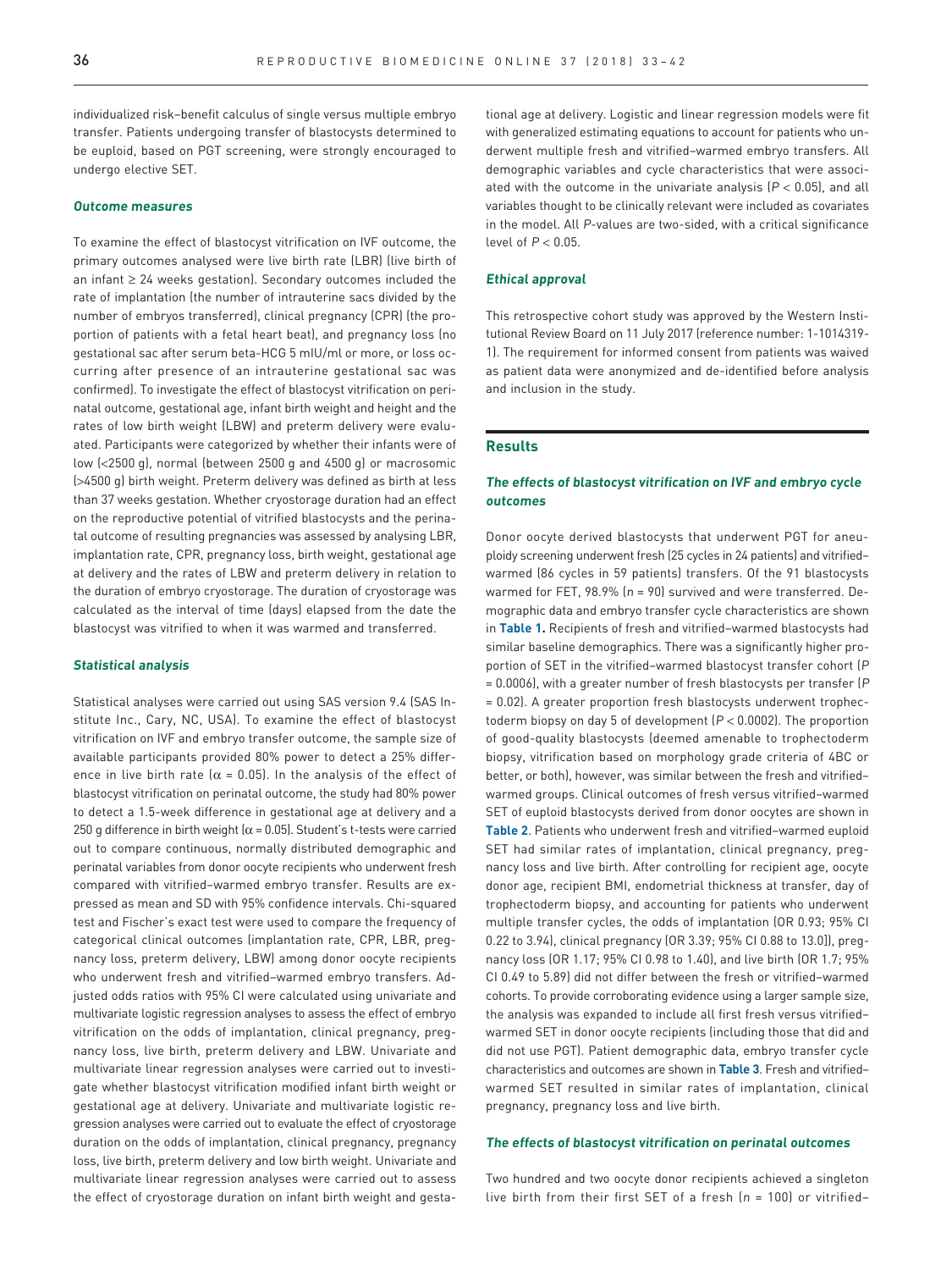individualized risk–benefit calculus of single versus multiple embryo transfer. Patients undergoing transfer of blastocysts determined to be euploid, based on PGT screening, were strongly encouraged to undergo elective SET.

### *Outcome measures*

To examine the effect of blastocyst vitrification on IVF outcome, the primary outcomes analysed were live birth rate (LBR) (live birth of an infant ≥ 24 weeks gestation). Secondary outcomes included the rate of implantation (the number of intrauterine sacs divided by the number of embryos transferred), clinical pregnancy (CPR) (the proportion of patients with a fetal heart beat), and pregnancy loss (no gestational sac after serum beta-HCG 5 mIU/ml or more, or loss occurring after presence of an intrauterine gestational sac was confirmed). To investigate the effect of blastocyst vitrification on perinatal outcome, gestational age, infant birth weight and height and the rates of low birth weight (LBW) and preterm delivery were evaluated. Participants were categorized by whether their infants were of low (<2500 g), normal (between 2500 g and 4500 g) or macrosomic (>4500 g) birth weight. Preterm delivery was defined as birth at less than 37 weeks gestation. Whether cryostorage duration had an effect on the reproductive potential of vitrified blastocysts and the perinatal outcome of resulting pregnancies was assessed by analysing LBR, implantation rate, CPR, pregnancy loss, birth weight, gestational age at delivery and the rates of LBW and preterm delivery in relation to the duration of embryo cryostorage. The duration of cryostorage was calculated as the interval of time (days) elapsed from the date the blastocyst was vitrified to when it was warmed and transferred.

### *Statistical analysis*

Statistical analyses were carried out using SAS version 9.4 (SAS Institute Inc., Cary, NC, USA). To examine the effect of blastocyst vitrification on IVF and embryo transfer outcome, the sample size of available participants provided 80% power to detect a 25% difference in live birth rate ($\alpha = 0.05$). In the analysis of the effect of blastocyst vitrification on perinatal outcome, the study had 80% power to detect a 1.5-week difference in gestational age at delivery and a 250 g difference in birth weight ($\alpha = 0.05$). Student's t-tests were carried out to compare continuous, normally distributed demographic and perinatal variables from donor oocyte recipients who underwent fresh compared with vitrified–warmed embryo transfer. Results are expressed as mean and SD with 95% confidence intervals. Chi-squared test and Fischer's exact test were used to compare the frequency of categorical clinical outcomes (implantation rate, CPR, LBR, pregnancy loss, preterm delivery, LBW) among donor oocyte recipients who underwent fresh and vitrified–warmed embryo transfers. Adjusted odds ratios with 95% CI were calculated using univariate and multivariate logistic regression analyses to assess the effect of embryo vitrification on the odds of implantation, clinical pregnancy, pregnancy loss, live birth, preterm delivery and LBW. Univariate and multivariate linear regression analyses were carried out to investigate whether blastocyst vitrification modified infant birth weight or gestational age at delivery. Univariate and multivariate logistic regression analyses were carried out to evaluate the effect of cryostorage duration on the odds of implantation, clinical pregnancy, pregnancy loss, live birth, preterm delivery and low birth weight. Univariate and multivariate linear regression analyses were carried out to assess the effect of cryostorage duration on infant birth weight and gestational age at delivery. Logistic and linear regression models were fit with generalized estimating equations to account for patients who underwent multiple fresh and vitrified–warmed embryo transfers. All demographic variables and cycle characteristics that were associated with the outcome in the univariate analysis ($P < 0.05$), and all variables thought to be clinically relevant were included as covariates in the model. All *P*-values are two-sided, with a critical significance level of $P < 0.05$.

### *Ethical approval*

This retrospective cohort study was approved by the Western Institutional Review Board on 11 July 2017 (reference number: 1-1014319-1). The requirement for informed consent from patients was waived as patient data were anonymized and de-identified before analysis and inclusion in the study.

## Results

### *The effects of blastocyst vitrification on IVF and embryo cycle outcomes*

Donor oocyte derived blastocysts that underwent PGT for aneuploidy screening underwent fresh (25 cycles in 24 patients) and vitrified–warmed (86 cycles in 59 patients) transfers. Of the 91 blastocysts warmed for FET, 98.9% ($n = 90$) survived and were transferred. Demographic data and embryo transfer cycle characteristics are shown in **Table 1.** Recipients of fresh and vitrified–warmed blastocysts had similar baseline demographics. There was a significantly higher proportion of SET in the vitrified–warmed blastocyst transfer cohort ($P = 0.0006$), with a greater number of fresh blastocysts per transfer ($P = 0.02$). A greater proportion fresh blastocysts underwent trophectoderm biopsy on day 5 of development ($P < 0.0002$). The proportion of good-quality blastocysts (deemed amenable to trophectoderm biopsy, vitrification based on morphology grade criteria of 4BC or better, or both), however, was similar between the fresh and vitrified–warmed groups. Clinical outcomes of fresh versus vitrified–warmed SET of euploid blastocysts derived from donor oocytes are shown in **Table 2**. Patients who underwent fresh and vitrified–warmed euploid SET had similar rates of implantation, clinical pregnancy, pregnancy loss and live birth. After controlling for recipient age, oocyte donor age, recipient BMI, endometrial thickness at transfer, day of trophectoderm biopsy, and accounting for patients who underwent multiple transfer cycles, the odds of implantation (OR 0.93; 95% CI 0.22 to 3.94), clinical pregnancy (OR 3.39; 95% CI 0.88 to 13.0]), pregnancy loss (OR 1.17; 95% CI 0.98 to 1.40), and live birth (OR 1.7; 95% CI 0.49 to 5.89) did not differ between the fresh or vitrified–warmed cohorts. To provide corroborating evidence using a larger sample size, the analysis was expanded to include all first fresh versus vitrified–warmed SET in donor oocyte recipients (including those that did and did not use PGT). Patient demographic data, embryo transfer cycle characteristics and outcomes are shown in **Table 3**. Fresh and vitrified–warmed SET resulted in similar rates of implantation, clinical pregnancy, pregnancy loss and live birth.

### *The effects of blastocyst vitrification on perinatal outcomes*

Two hundred and two oocyte donor recipients achieved a singleton live birth from their first SET of a fresh ($n = 100$) or vitrified–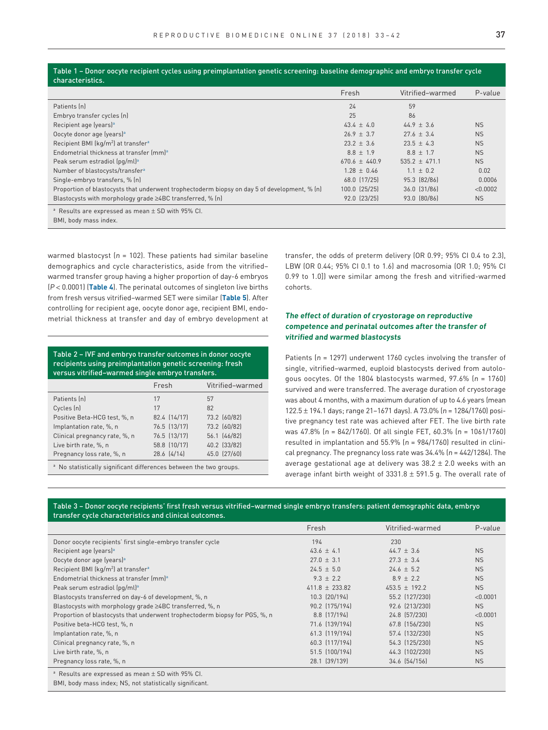**Table 1 – Donor oocyte recipient cycles using preimplantation genetic screening: baseline demographic and embryo transfer cycle characteristics.**

| | Fresh | Vitrified–warmed | P-value |
|---|---|---|---|
| Patients (n) | 24 | 59 | |
| Embryo transfer cycles (n) | 25 | 86 | |
| Recipient age (years)[a] | 43.4 ± 4.0 | 44.9 ± 3.6 | NS |
| Oocyte donor age (years)[a] | 26.9 ± 3.7 | 27.6 ± 3.4 | NS |
| Recipient BMI (kg/m$^2$) at transfer[a] | 23.2 ± 3.6 | 23.5 ± 4.3 | NS |
| Endometrial thickness at transfer (mm)[a] | 8.8 ± 1.9 | 8.8 ± 1.7 | NS |
| Peak serum estradiol (pg/ml)[a] | 670.6 ± 440.9 | 535.2 ± 471.1 | NS |
| Number of blastocysts/transfer[a] | 1.28 ± 0.46 | 1.1 ± 0.2 | 0.02 |
| Single-embryo transfers, % (n) | 68.0 (17/25) | 95.3 (82/86) | 0.0006 |
| Proportion of blastocysts that underwent trophectoderm biopsy on day 5 of development, % (n) | 100.0 (25/25) | 36.0 (31/86) | <0.0002 |
| Blastocysts with morphology grade ≥4BC transferred, % (n) | 92.0 (23/25) | 93.0 (80/86) | NS |

[a] Results are expressed as mean ± SD with 95% CI.
BMI, body mass index.

warmed blastocyst ($n$ = 102). These patients had similar baseline demographics and cycle characteristics, aside from the vitrified–warmed transfer group having a higher proportion of day-6 embryos ($P$ < 0.0001) (**Table 4**). The perinatal outcomes of singleton live births from fresh versus vitrified–warmed SET were similar (**Table 5**). After controlling for recipient age, oocyte donor age, recipient BMI, endometrial thickness at transfer and day of embryo development at transfer, the odds of preterm delivery (OR 0.99; 95% CI 0.4 to 2.3), LBW (OR 0.44; 95% CI 0.1 to 1.6) and macrosomia (OR 1.0; 95% CI 0.99 to 1.0)) were similar among the fresh and vitrified-warmed cohorts.

**Table 2 – IVF and embryo transfer outcomes in donor oocyte recipients using preimplantation genetic screening: fresh versus vitrified–warmed single embryo transfers.**

| | Fresh | Vitrified–warmed |
|---|---|---|
| Patients (n) | 17 | 57 |
| Cycles (n) | 17 | 82 |
| Positive Beta-HCG test, %, n | 82.4 (14/17) | 73.2 (60/82) |
| Implantation rate, %, n | 76.5 (13/17) | 73.2 (60/82) |
| Clinical pregnancy rate, %, n | 76.5 (13/17) | 56.1 (46/82) |
| Live birth rate, %, n | 58.8 (10/17) | 40.2 (33/82) |
| Pregnancy loss rate, %, n | 28.6 (4/14) | 45.0 (27/60) |

[a] No statistically significant differences between the two groups.

### *The effect of duration of cryostorage on reproductive competence and perinatal outcomes after the transfer of vitrified and warmed blastocysts*

Patients ($n$ = 1297) underwent 1760 cycles involving the transfer of single, vitrified–warmed, euploid blastocysts derived from autologous oocytes. Of the 1804 blastocysts warmed, 97.6% ($n$ = 1760) survived and were transferred. The average duration of cryostorage was about 4 months, with a maximum duration of up to 4.6 years (mean 122.5 ± 194.1 days; range 21–1671 days). A 73.0% ($n$ = 1284/1760) positive pregnancy test rate was achieved after FET. The live birth rate was 47.8% ($n$ = 842/1760). Of all single FET, 60.3% ($n$ = 1061/1760) resulted in implantation and 55.9% ($n$ = 984/1760) resulted in clinical pregnancy. The pregnancy loss rate was 34.4% ($n$ = 442/1284). The average gestational age at delivery was 38.2 ± 2.0 weeks with an average infant birth weight of 3331.8 ± 591.5 g. The overall rate of

**Table 3 – Donor oocyte recipients' first fresh versus vitrified–warmed single embryo transfers: patient demographic data, embryo transfer cycle characteristics and clinical outcomes.**

| | Fresh | Vitrified-warmed | P-value |
|---|---|---|---|
| Donor oocyte recipients' first single-embryo transfer cycle | 194 | 230 | |
| Recipient age (years)[a] | 43.6 ± 4.1 | 44.7 ± 3.6 | NS |
| Oocyte donor age (years)[a] | 27.0 ± 3.1 | 27.3 ± 3.4 | NS |
| Recipient BMI (kg/m$^2$) at transfer[a] | 24.5 ± 5.0 | 24.6 ± 5.2 | NS |
| Endometrial thickness at transfer (mm)[a] | 9.3 ± 2.2 | 8.9 ± 2.2 | NS |
| Peak serum estradiol (pg/ml)[a] | 411.8 ± 233.82 | 453.5 ± 192.2 | NS |
| Blastocysts transferred on day-6 of development, %, n | 10.3 (20/194) | 55.2 (127/230) | <0.0001 |
| Blastocysts with morphology grade ≥4BC transferred, %, n | 90.2 (175/194) | 92.6 (213/230) | NS |
| Proportion of blastocysts that underwent trophectoderm biopsy for PGS, %, n | 8.8 (17/194) | 24.8 (57/230) | <0.0001 |
| Positive beta-HCG test, %, n | 71.6 (139/194) | 67.8 (156/230) | NS |
| Implantation rate, %, n | 61.3 (119/194) | 57.4 (132/230) | NS |
| Clinical pregnancy rate, %, n | 60.3 (117/194) | 54.3 (125/230) | NS |
| Live birth rate, %, n | 51.5 (100/194) | 44.3 (102/230) | NS |
| Pregnancy loss rate, %, n | 28.1 (39/139) | 34.6 (54/156) | NS |

[a] Results are expressed as mean ± SD with 95% CI.
BMI, body mass index; NS, not statistically significant.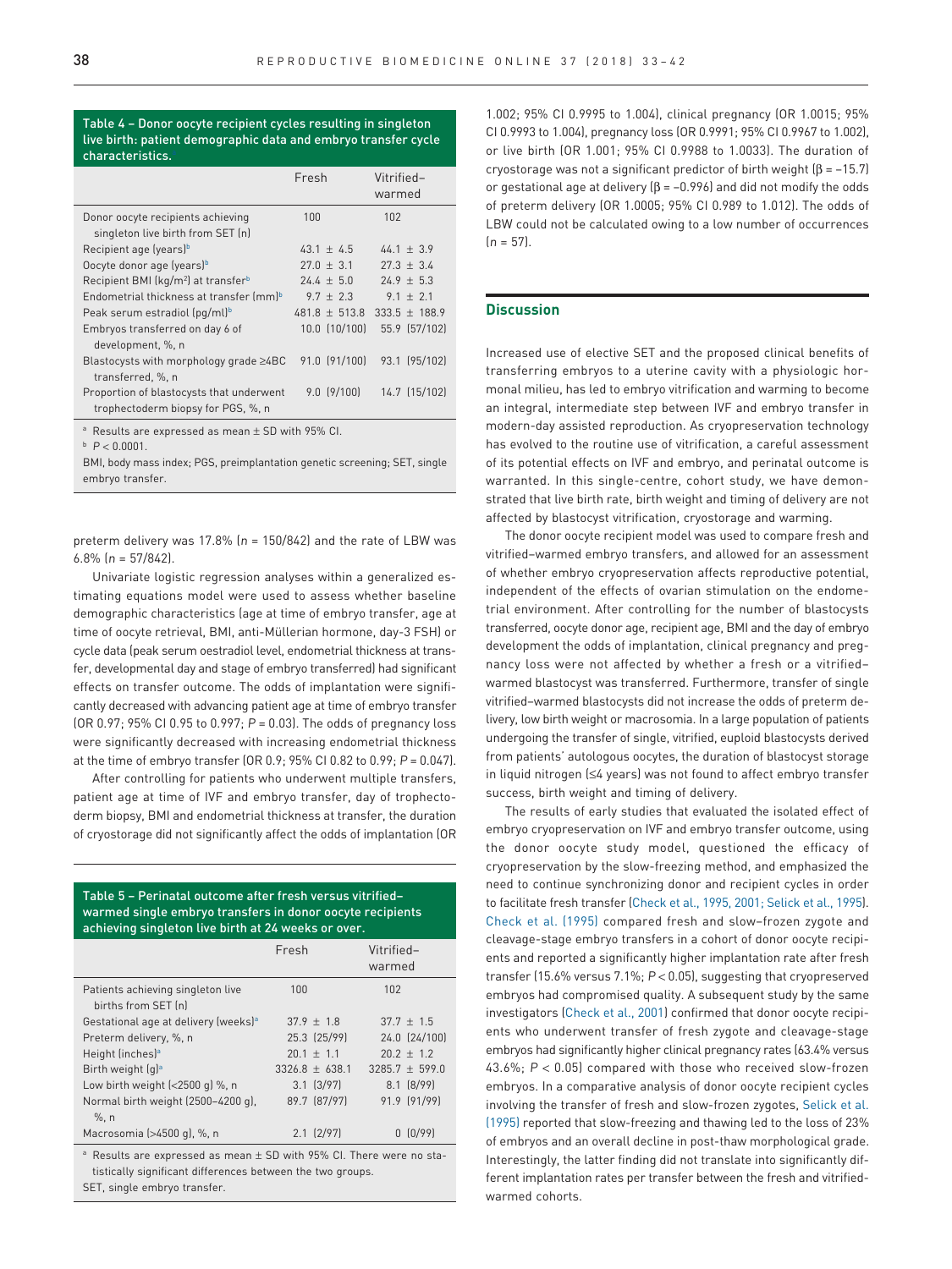Table 4 – Donor oocyte recipient cycles resulting in singleton live birth: patient demographic data and embryo transfer cycle characteristics.

| | Fresh | Vitrified–warmed |
|---|---|---|
| Donor oocyte recipients achieving singleton live birth from SET (n) | 100 | 102 |
| Recipient age (years)[b] | 43.1 ± 4.5 | 44.1 ± 3.9 |
| Oocyte donor age (years)[b] | 27.0 ± 3.1 | 27.3 ± 3.4 |
| Recipient BMI (kg/m$^2$) at transfer[b] | 24.4 ± 5.0 | 24.9 ± 5.3 |
| Endometrial thickness at transfer (mm)[b] | 9.7 ± 2.3 | 9.1 ± 2.1 |
| Peak serum estradiol (pg/ml)[b] | 481.8 ± 513.8 | 333.5 ± 188.9 |
| Embryos transferred on day 6 of development, %, n | 10.0 (10/100) | 55.9 (57/102) |
| Blastocysts with morphology grade ≥4BC transferred, %, n | 91.0 (91/100) | 93.1 (95/102) |
| Proportion of blastocysts that underwent trophectoderm biopsy for PGS, %, n | 9.0 (9/100) | 14.7 (15/102) |

[a] Results are expressed as mean ± SD with 95% CI.
[b] $P < 0.0001$.
BMI, body mass index; PGS, preimplantation genetic screening; SET, single embryo transfer.

preterm delivery was 17.8% ($n$ = 150/842) and the rate of LBW was 6.8% ($n$ = 57/842).

Univariate logistic regression analyses within a generalized estimating equations model were used to assess whether baseline demographic characteristics (age at time of embryo transfer, age at time of oocyte retrieval, BMI, anti-Müllerian hormone, day-3 FSH) or cycle data (peak serum oestradiol level, endometrial thickness at transfer, developmental day and stage of embryo transferred) had significant effects on transfer outcome. The odds of implantation were significantly decreased with advancing patient age at time of embryo transfer (OR 0.97; 95% CI 0.95 to 0.997; $P$ = 0.03). The odds of pregnancy loss were significantly decreased with increasing endometrial thickness at the time of embryo transfer (OR 0.9; 95% CI 0.82 to 0.99; $P$ = 0.047).

After controlling for patients who underwent multiple transfers, patient age at time of IVF and embryo transfer, day of trophectoderm biopsy, BMI and endometrial thickness at transfer, the duration of cryostorage did not significantly affect the odds of implantation (OR 1.002; 95% CI 0.9995 to 1.004), clinical pregnancy (OR 1.0015; 95% CI 0.9993 to 1.004), pregnancy loss (OR 0.9991; 95% CI 0.9967 to 1.002), or live birth (OR 1.001; 95% CI 0.9988 to 1.0033). The duration of cryostorage was not a significant predictor of birth weight (β = −15.7) or gestational age at delivery (β = −0.996) and did not modify the odds of preterm delivery (OR 1.0005; 95% CI 0.989 to 1.012). The odds of LBW could not be calculated owing to a low number of occurrences ($n$ = 57).

Table 5 – Perinatal outcome after fresh versus vitrified–warmed single embryo transfers in donor oocyte recipients achieving singleton live birth at 24 weeks or over.

| | Fresh | Vitrified–warmed |
|---|---|---|
| Patients achieving singleton live births from SET (n) | 100 | 102 |
| Gestational age at delivery (weeks)[a] | 37.9 ± 1.8 | 37.7 ± 1.5 |
| Preterm delivery, %, n | 25.3 (25/99) | 24.0 (24/100) |
| Height (inches)[a] | 20.1 ± 1.1 | 20.2 ± 1.2 |
| Birth weight (g)[a] | 3326.8 ± 638.1 | 3285.7 ± 599.0 |
| Low birth weight (<2500 g) %, n | 3.1 (3/97) | 8.1 (8/99) |
| Normal birth weight (2500–4200 g), %, n | 89.7 (87/97) | 91.9 (91/99) |
| Macrosomia (>4500 g), %, n | 2.1 (2/97) | 0 (0/99) |

[a] Results are expressed as mean ± SD with 95% CI. There were no statistically significant differences between the two groups.
SET, single embryo transfer.

## Discussion

Increased use of elective SET and the proposed clinical benefits of transferring embryos to a uterine cavity with a physiologic hormonal milieu, has led to embryo vitrification and warming to become an integral, intermediate step between IVF and embryo transfer in modern-day assisted reproduction. As cryopreservation technology has evolved to the routine use of vitrification, a careful assessment of its potential effects on IVF and embryo, and perinatal outcome is warranted. In this single-centre, cohort study, we have demonstrated that live birth rate, birth weight and timing of delivery are not affected by blastocyst vitrification, cryostorage and warming.

The donor oocyte recipient model was used to compare fresh and vitrified–warmed embryo transfers, and allowed for an assessment of whether embryo cryopreservation affects reproductive potential, independent of the effects of ovarian stimulation on the endometrial environment. After controlling for the number of blastocysts transferred, oocyte donor age, recipient age, BMI and the day of embryo development the odds of implantation, clinical pregnancy and pregnancy loss were not affected by whether a fresh or a vitrified–warmed blastocyst was transferred. Furthermore, transfer of single vitrified–warmed blastocysts did not increase the odds of preterm delivery, low birth weight or macrosomia. In a large population of patients undergoing the transfer of single, vitrified, euploid blastocysts derived from patients' autologous oocytes, the duration of blastocyst storage in liquid nitrogen (≤4 years) was not found to affect embryo transfer success, birth weight and timing of delivery.

The results of early studies that evaluated the isolated effect of embryo cryopreservation on IVF and embryo transfer outcome, using the donor oocyte study model, questioned the efficacy of cryopreservation by the slow-freezing method, and emphasized the need to continue synchronizing donor and recipient cycles in order to facilitate fresh transfer (Check et al., 1995, 2001; Selick et al., 1995). Check et al. (1995) compared fresh and slow–frozen zygote and cleavage-stage embryo transfers in a cohort of donor oocyte recipients and reported a significantly higher implantation rate after fresh transfer (15.6% versus 7.1%; $P < 0.05$), suggesting that cryopreserved embryos had compromised quality. A subsequent study by the same investigators (Check et al., 2001) confirmed that donor oocyte recipients who underwent transfer of fresh zygote and cleavage-stage embryos had significantly higher clinical pregnancy rates (63.4% versus 43.6%; $P < 0.05$) compared with those who received slow-frozen embryos. In a comparative analysis of donor oocyte recipient cycles involving the transfer of fresh and slow-frozen zygotes, Selick et al. (1995) reported that slow-freezing and thawing led to the loss of 23% of embryos and an overall decline in post-thaw morphological grade. Interestingly, the latter finding did not translate into significantly different implantation rates per transfer between the fresh and vitrified-warmed cohorts.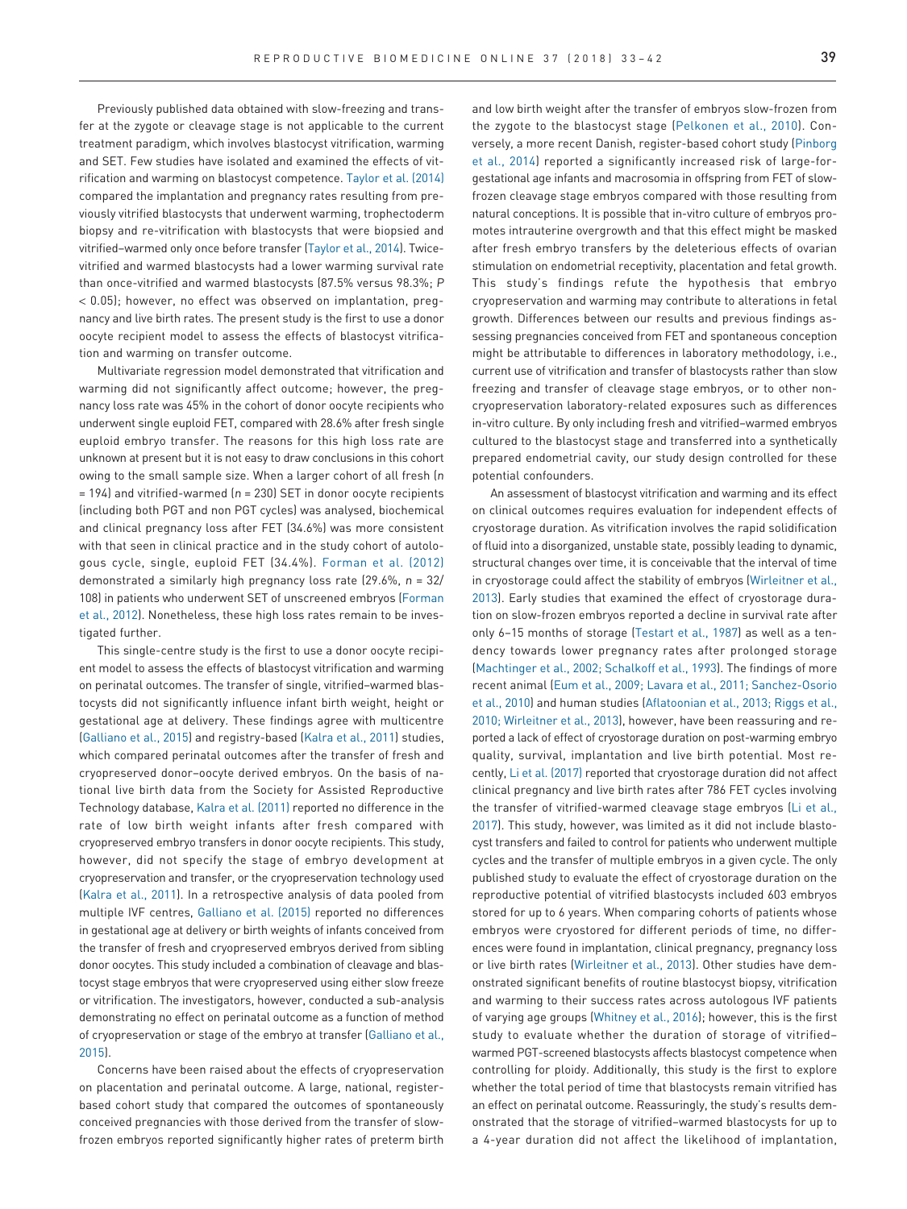Previously published data obtained with slow-freezing and transfer at the zygote or cleavage stage is not applicable to the current treatment paradigm, which involves blastocyst vitrification, warming and SET. Few studies have isolated and examined the effects of vitrification and warming on blastocyst competence. Taylor et al. (2014) compared the implantation and pregnancy rates resulting from previously vitrified blastocysts that underwent warming, trophectoderm biopsy and re-vitrification with blastocysts that were biopsied and vitrified–warmed only once before transfer (Taylor et al., 2014). Twice-vitrified and warmed blastocysts had a lower warming survival rate than once-vitrified and warmed blastocysts (87.5% versus 98.3%; $P < 0.05$); however, no effect was observed on implantation, pregnancy and live birth rates. The present study is the first to use a donor oocyte recipient model to assess the effects of blastocyst vitrification and warming on transfer outcome.

Multivariate regression model demonstrated that vitrification and warming did not significantly affect outcome; however, the pregnancy loss rate was 45% in the cohort of donor oocyte recipients who underwent single euploid FET, compared with 28.6% after fresh single euploid embryo transfer. The reasons for this high loss rate are unknown at present but it is not easy to draw conclusions in this cohort owing to the small sample size. When a larger cohort of all fresh ($n = 194$) and vitrified-warmed ($n = 230$) SET in donor oocyte recipients (including both PGT and non PGT cycles) was analysed, biochemical and clinical pregnancy loss after FET (34.6%) was more consistent with that seen in clinical practice and in the study cohort of autologous cycle, single, euploid FET (34.4%). Forman et al. (2012) demonstrated a similarly high pregnancy loss rate (29.6%, $n = 32/108$) in patients who underwent SET of unscreened embryos (Forman et al., 2012). Nonetheless, these high loss rates remain to be investigated further.

This single-centre study is the first to use a donor oocyte recipient model to assess the effects of blastocyst vitrification and warming on perinatal outcomes. The transfer of single, vitrified–warmed blastocysts did not significantly influence infant birth weight, height or gestational age at delivery. These findings agree with multicentre (Galliano et al., 2015) and registry-based (Kalra et al., 2011) studies, which compared perinatal outcomes after the transfer of fresh and cryopreserved donor–oocyte derived embryos. On the basis of national live birth data from the Society for Assisted Reproductive Technology database, Kalra et al. (2011) reported no difference in the rate of low birth weight infants after fresh compared with cryopreserved embryo transfers in donor oocyte recipients. This study, however, did not specify the stage of embryo development at cryopreservation and transfer, or the cryopreservation technology used (Kalra et al., 2011). In a retrospective analysis of data pooled from multiple IVF centres, Galliano et al. (2015) reported no differences in gestational age at delivery or birth weights of infants conceived from the transfer of fresh and cryopreserved embryos derived from sibling donor oocytes. This study included a combination of cleavage and blastocyst stage embryos that were cryopreserved using either slow freeze or vitrification. The investigators, however, conducted a sub-analysis demonstrating no effect on perinatal outcome as a function of method of cryopreservation or stage of the embryo at transfer (Galliano et al., 2015).

Concerns have been raised about the effects of cryopreservation on placentation and perinatal outcome. A large, national, register-based cohort study that compared the outcomes of spontaneously conceived pregnancies with those derived from the transfer of slow-frozen embryos reported significantly higher rates of preterm birth and low birth weight after the transfer of embryos slow-frozen from the zygote to the blastocyst stage (Pelkonen et al., 2010). Conversely, a more recent Danish, register-based cohort study (Pinborg et al., 2014) reported a significantly increased risk of large-for-gestational age infants and macrosomia in offspring from FET of slow-frozen cleavage stage embryos compared with those resulting from natural conceptions. It is possible that in-vitro culture of embryos promotes intrauterine overgrowth and that this effect might be masked after fresh embryo transfers by the deleterious effects of ovarian stimulation on endometrial receptivity, placentation and fetal growth. This study's findings refute the hypothesis that embryo cryopreservation and warming may contribute to alterations in fetal growth. Differences between our results and previous findings assessing pregnancies conceived from FET and spontaneous conception might be attributable to differences in laboratory methodology, i.e., current use of vitrification and transfer of blastocysts rather than slow freezing and transfer of cleavage stage embryos, or to other non-cryopreservation laboratory-related exposures such as differences in-vitro culture. By only including fresh and vitrified–warmed embryos cultured to the blastocyst stage and transferred into a synthetically prepared endometrial cavity, our study design controlled for these potential confounders.

An assessment of blastocyst vitrification and warming and its effect on clinical outcomes requires evaluation for independent effects of cryostorage duration. As vitrification involves the rapid solidification of fluid into a disorganized, unstable state, possibly leading to dynamic, structural changes over time, it is conceivable that the interval of time in cryostorage could affect the stability of embryos (Wirleitner et al., 2013). Early studies that examined the effect of cryostorage duration on slow-frozen embryos reported a decline in survival rate after only 6–15 months of storage (Testart et al., 1987) as well as a tendency towards lower pregnancy rates after prolonged storage (Machtinger et al., 2002; Schalkoff et al., 1993). The findings of more recent animal (Eum et al., 2009; Lavara et al., 2011; Sanchez-Osorio et al., 2010) and human studies (Aflatoonian et al., 2013; Riggs et al., 2010; Wirleitner et al., 2013), however, have been reassuring and reported a lack of effect of cryostorage duration on post-warming embryo quality, survival, implantation and live birth potential. Most recently, Li et al. (2017) reported that cryostorage duration did not affect clinical pregnancy and live birth rates after 786 FET cycles involving the transfer of vitrified-warmed cleavage stage embryos (Li et al., 2017). This study, however, was limited as it did not include blastocyst transfers and failed to control for patients who underwent multiple cycles and the transfer of multiple embryos in a given cycle. The only published study to evaluate the effect of cryostorage duration on the reproductive potential of vitrified blastocysts included 603 embryos stored for up to 6 years. When comparing cohorts of patients whose embryos were cryostored for different periods of time, no differences were found in implantation, clinical pregnancy, pregnancy loss or live birth rates (Wirleitner et al., 2013). Other studies have demonstrated significant benefits of routine blastocyst biopsy, vitrification and warming to their success rates across autologous IVF patients of varying age groups (Whitney et al., 2016); however, this is the first study to evaluate whether the duration of storage of vitrified–warmed PGT-screened blastocysts affects blastocyst competence when controlling for ploidy. Additionally, this study is the first to explore whether the total period of time that blastocysts remain vitrified has an effect on perinatal outcome. Reassuringly, the study's results demonstrated that the storage of vitrified–warmed blastocysts for up to a 4-year duration did not affect the likelihood of implantation,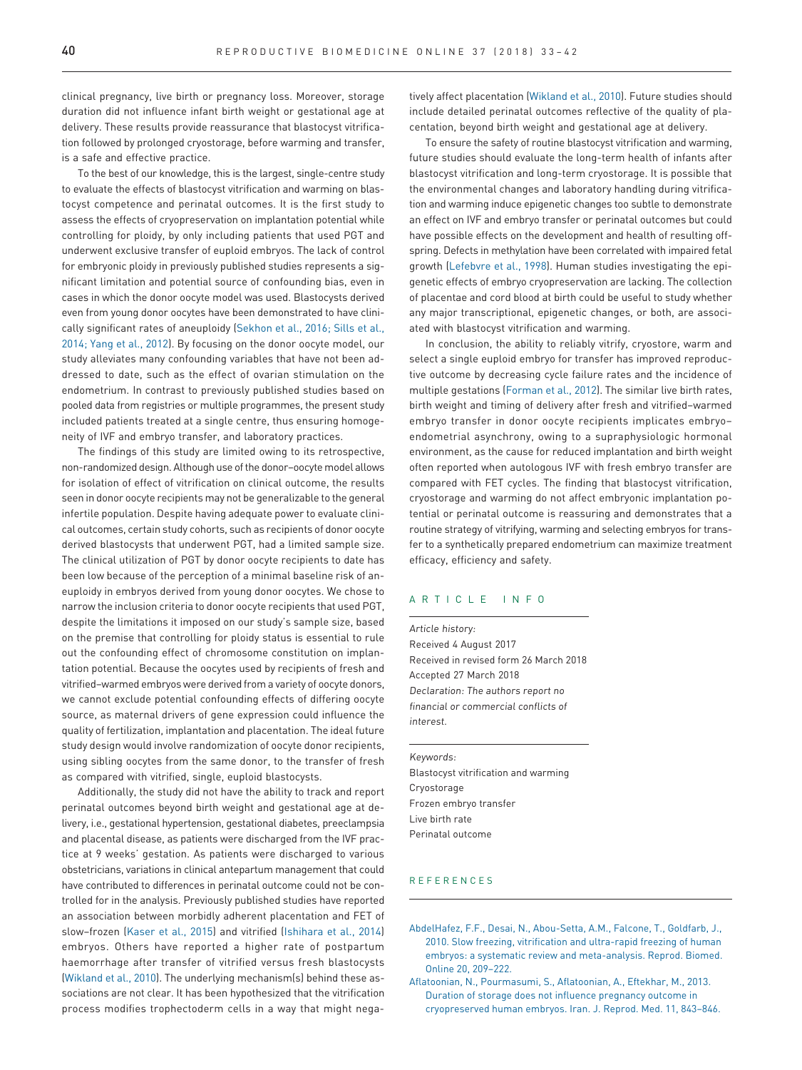clinical pregnancy, live birth or pregnancy loss. Moreover, storage duration did not influence infant birth weight or gestational age at delivery. These results provide reassurance that blastocyst vitrification followed by prolonged cryostorage, before warming and transfer, is a safe and effective practice.

To the best of our knowledge, this is the largest, single-centre study to evaluate the effects of blastocyst vitrification and warming on blastocyst competence and perinatal outcomes. It is the first study to assess the effects of cryopreservation on implantation potential while controlling for ploidy, by only including patients that used PGT and underwent exclusive transfer of euploid embryos. The lack of control for embryonic ploidy in previously published studies represents a significant limitation and potential source of confounding bias, even in cases in which the donor oocyte model was used. Blastocysts derived even from young donor oocytes have been demonstrated to have clinically significant rates of aneuploidy (Sekhon et al., 2016; Sills et al., 2014; Yang et al., 2012). By focusing on the donor oocyte model, our study alleviates many confounding variables that have not been addressed to date, such as the effect of ovarian stimulation on the endometrium. In contrast to previously published studies based on pooled data from registries or multiple programmes, the present study included patients treated at a single centre, thus ensuring homogeneity of IVF and embryo transfer, and laboratory practices.

The findings of this study are limited owing to its retrospective, non-randomized design. Although use of the donor–oocyte model allows for isolation of effect of vitrification on clinical outcome, the results seen in donor oocyte recipients may not be generalizable to the general infertile population. Despite having adequate power to evaluate clinical outcomes, certain study cohorts, such as recipients of donor oocyte derived blastocysts that underwent PGT, had a limited sample size. The clinical utilization of PGT by donor oocyte recipients to date has been low because of the perception of a minimal baseline risk of aneuploidy in embryos derived from young donor oocytes. We chose to narrow the inclusion criteria to donor oocyte recipients that used PGT, despite the limitations it imposed on our study's sample size, based on the premise that controlling for ploidy status is essential to rule out the confounding effect of chromosome constitution on implantation potential. Because the oocytes used by recipients of fresh and vitrified–warmed embryos were derived from a variety of oocyte donors, we cannot exclude potential confounding effects of differing oocyte source, as maternal drivers of gene expression could influence the quality of fertilization, implantation and placentation. The ideal future study design would involve randomization of oocyte donor recipients, using sibling oocytes from the same donor, to the transfer of fresh as compared with vitrified, single, euploid blastocysts.

Additionally, the study did not have the ability to track and report perinatal outcomes beyond birth weight and gestational age at delivery, i.e., gestational hypertension, gestational diabetes, preeclampsia and placental disease, as patients were discharged from the IVF practice at 9 weeks' gestation. As patients were discharged to various obstetricians, variations in clinical antepartum management that could have contributed to differences in perinatal outcome could not be controlled for in the analysis. Previously published studies have reported an association between morbidly adherent placentation and FET of slow–frozen (Kaser et al., 2015) and vitrified (Ishihara et al., 2014) embryos. Others have reported a higher rate of postpartum haemorrhage after transfer of vitrified versus fresh blastocysts (Wikland et al., 2010). The underlying mechanism(s) behind these associations are not clear. It has been hypothesized that the vitrification process modifies trophectoderm cells in a way that might negatively affect placentation (Wikland et al., 2010). Future studies should include detailed perinatal outcomes reflective of the quality of placentation, beyond birth weight and gestational age at delivery.

To ensure the safety of routine blastocyst vitrification and warming, future studies should evaluate the long-term health of infants after blastocyst vitrification and long-term cryostorage. It is possible that the environmental changes and laboratory handling during vitrification and warming induce epigenetic changes too subtle to demonstrate an effect on IVF and embryo transfer or perinatal outcomes but could have possible effects on the development and health of resulting offspring. Defects in methylation have been correlated with impaired fetal growth (Lefebvre et al., 1998). Human studies investigating the epigenetic effects of embryo cryopreservation are lacking. The collection of placentae and cord blood at birth could be useful to study whether any major transcriptional, epigenetic changes, or both, are associated with blastocyst vitrification and warming.

In conclusion, the ability to reliably vitrify, cryostore, warm and select a single euploid embryo for transfer has improved reproductive outcome by decreasing cycle failure rates and the incidence of multiple gestations (Forman et al., 2012). The similar live birth rates, birth weight and timing of delivery after fresh and vitrified–warmed embryo transfer in donor oocyte recipients implicates embryo–endometrial asynchrony, owing to a supraphysiologic hormonal environment, as the cause for reduced implantation and birth weight often reported when autologous IVF with fresh embryo transfer are compared with FET cycles. The finding that blastocyst vitrification, cryostorage and warming do not affect embryonic implantation potential or perinatal outcome is reassuring and demonstrates that a routine strategy of vitrifying, warming and selecting embryos for transfer to a synthetically prepared endometrium can maximize treatment efficacy, efficiency and safety.

## ARTICLE INFO

*Article history:*
Received 4 August 2017
Received in revised form 26 March 2018
Accepted 27 March 2018
*Declaration: The authors report no financial or commercial conflicts of interest.*

*Keywords:*
Blastocyst vitrification and warming
Cryostorage
Frozen embryo transfer
Live birth rate
Perinatal outcome

## REFERENCES

AbdelHafez, F.F., Desai, N., Abou-Setta, A.M., Falcone, T., Goldfarb, J., 2010. Slow freezing, vitrification and ultra-rapid freezing of human embryos: a systematic review and meta-analysis. Reprod. Biomed. Online 20, 209–222.

Aflatoonian, N., Pourmasumi, S., Aflatoonian, A., Eftekhar, M., 2013. Duration of storage does not influence pregnancy outcome in cryopreserved human embryos. Iran. J. Reprod. Med. 11, 843–846.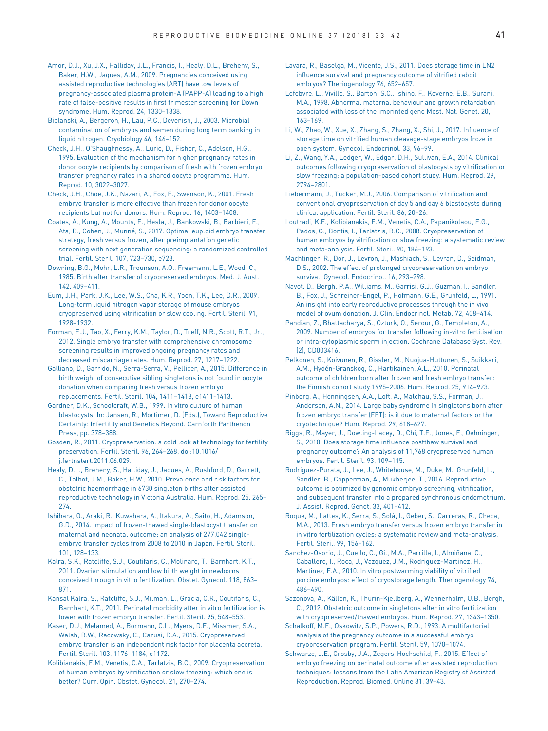Amor, D.J., Xu, J.X., Halliday, J.L., Francis, I., Healy, D.L., Breheny, S., Baker, H.W., Jaques, A.M., 2009. Pregnancies conceived using assisted reproductive technologies (ART) have low levels of pregnancy-associated plasma protein-A (PAPP-A) leading to a high rate of false-positive results in first trimester screening for Down syndrome. Hum. Reprod. 24, 1330–1338.

Bielanski, A., Bergeron, H., Lau, P.C., Devenish, J., 2003. Microbial contamination of embryos and semen during long term banking in liquid nitrogen. Cryobiology 46, 146–152.

Check, J.H., O'Shaughnessy, A., Lurie, D., Fisher, C., Adelson, H.G., 1995. Evaluation of the mechanism for higher pregnancy rates in donor oocyte recipients by comparison of fresh with frozen embryo transfer pregnancy rates in a shared oocyte programme. Hum. Reprod. 10, 3022–3027.

Check, J.H., Choe, J.K., Nazari, A., Fox, F., Swenson, K., 2001. Fresh embryo transfer is more effective than frozen for donor oocyte recipients but not for donors. Hum. Reprod. 16, 1403–1408.

Coates, A., Kung, A., Mounts, E., Hesla, J., Bankowski, B., Barbieri, E., Ata, B., Cohen, J., Munné, S., 2017. Optimal euploid embryo transfer strategy, fresh versus frozen, after preimplantation genetic screening with next generation sequencing: a randomized controlled trial. Fertil. Steril. 107, 723–730, e723.

Downing, B.G., Mohr, L.R., Trounson, A.O., Freemann, L.E., Wood, C., 1985. Birth after transfer of cryopreserved embryos. Med. J. Aust. 142, 409–411.

Eum, J.H., Park, J.K., Lee, W.S., Cha, K.R., Yoon, T.K., Lee, D.R., 2009. Long-term liquid nitrogen vapor storage of mouse embryos cryopreserved using vitrification or slow cooling. Fertil. Steril. 91, 1928–1932.

Forman, E.J., Tao, X., Ferry, K.M., Taylor, D., Treff, N.R., Scott, R.T., Jr., 2012. Single embryo transfer with comprehensive chromosome screening results in improved ongoing pregnancy rates and decreased miscarriage rates. Hum. Reprod. 27, 1217–1222.

Galliano, D., Garrido, N., Serra-Serra, V., Pellicer, A., 2015. Difference in birth weight of consecutive sibling singletons is not found in oocyte donation when comparing fresh versus frozen embryo replacements. Fertil. Steril. 104, 1411–1418, e1411-1413.

Gardner, D.K., Schoolcraft, W.B., 1999. In vitro culture of human blastocysts. In: Jansen, R., Mortimer, D. (Eds.), Toward Reproductive Certainty: Infertility and Genetics Beyond. Carnforth Parthenon Press, pp. 378–388.

Gosden, R., 2011. Cryopreservation: a cold look at technology for fertility preservation. Fertil. Steril. 96, 264–268. doi:10.1016/j.fertnstert.2011.06.029.

Healy, D.L., Breheny, S., Halliday, J., Jaques, A., Rushford, D., Garrett, C., Talbot, J.M., Baker, H.W., 2010. Prevalence and risk factors for obstetric haemorrhage in 6730 singleton births after assisted reproductive technology in Victoria Australia. Hum. Reprod. 25, 265–274.

Ishihara, O., Araki, R., Kuwahara, A., Itakura, A., Saito, H., Adamson, G.D., 2014. Impact of frozen-thawed single-blastocyst transfer on maternal and neonatal outcome: an analysis of 277,042 single-embryo transfer cycles from 2008 to 2010 in Japan. Fertil. Steril. 101, 128–133.

Kalra, S.K., Ratcliffe, S.J., Coutifaris, C., Molinaro, T., Barnhart, K.T., 2011. Ovarian stimulation and low birth weight in newborns conceived through in vitro fertilization. Obstet. Gynecol. 118, 863–871.

Kansal Kalra, S., Ratcliffe, S.J., Milman, L., Gracia, C.R., Coutifaris, C., Barnhart, K.T., 2011. Perinatal morbidity after in vitro fertilization is lower with frozen embryo transfer. Fertil. Steril. 95, 548–553.

Kaser, D.J., Melamed, A., Bormann, C.L., Myers, D.E., Missmer, S.A., Walsh, B.W., Racowsky, C., Carusi, D.A., 2015. Cryopreserved embryo transfer is an independent risk factor for placenta accreta. Fertil. Steril. 103, 1176–1184, e1172.

Kolibianakis, E.M., Venetis, C.A., Tarlatzis, B.C., 2009. Cryopreservation of human embryos by vitrification or slow freezing: which one is better? Curr. Opin. Obstet. Gynecol. 21, 270–274.

Lavara, R., Baselga, M., Vicente, J.S., 2011. Does storage time in LN2 influence survival and pregnancy outcome of vitrified rabbit embryos? Theriogenology 76, 652–657.

Lefebvre, L., Viville, S., Barton, S.C., Ishino, F., Keverne, E.B., Surani, M.A., 1998. Abnormal maternal behaviour and growth retardation associated with loss of the imprinted gene Mest. Nat. Genet. 20, 163–169.

Li, W., Zhao, W., Xue, X., Zhang, S., Zhang, X., Shi, J., 2017. Influence of storage time on vitrified human cleavage-stage embryos froze in open system. Gynecol. Endocrinol. 33, 96–99.

Li, Z., Wang, Y.A., Ledger, W., Edgar, D.H., Sullivan, E.A., 2014. Clinical outcomes following cryopreservation of blastocysts by vitrification or slow freezing: a population-based cohort study. Hum. Reprod. 29, 2794–2801.

Liebermann, J., Tucker, M.J., 2006. Comparison of vitrification and conventional cryopreservation of day 5 and day 6 blastocysts during clinical application. Fertil. Steril. 86, 20–26.

Loutradi, K.E., Kolibianakis, E.M., Venetis, C.A., Papanikolaou, E.G., Pados, G., Bontis, I., Tarlatzis, B.C., 2008. Cryopreservation of human embryos by vitrification or slow freezing: a systematic review and meta-analysis. Fertil. Steril. 90, 186–193.

Machtinger, R., Dor, J., Levron, J., Mashiach, S., Levran, D., Seidman, D.S., 2002. The effect of prolonged cryopreservation on embryo survival. Gynecol. Endocrinol. 16, 293–298.

Navot, D., Bergh, P.A., Williams, M., Garrisi, G.J., Guzman, I., Sandler, B., Fox, J., Schreiner-Engel, P., Hofmann, G.E., Grunfeld, L., 1991. An insight into early reproductive processes through the in vivo model of ovum donation. J. Clin. Endocrinol. Metab. 72, 408–414.

Pandian, Z., Bhattacharya, S., Ozturk, O., Serour, G., Templeton, A., 2009. Number of embryos for transfer following in-vitro fertilisation or intra-cytoplasmic sperm injection. Cochrane Database Syst. Rev. (2), CD003416.

Pelkonen, S., Koivunen, R., Gissler, M., Nuojua-Huttunen, S., Suikkari, A.M., Hydén-Granskog, C., Hartikainen, A.L., 2010. Perinatal outcome of children born after frozen and fresh embryo transfer: the Finnish cohort study 1995–2006. Hum. Reprod. 25, 914–923.

Pinborg, A., Henningsen, A.A., Loft, A., Malchau, S.S., Forman, J., Andersen, A.N., 2014. Large baby syndrome in singletons born after frozen embryo transfer (FET): is it due to maternal factors or the cryotechnique? Hum. Reprod. 29, 618–627.

Riggs, R., Mayer, J., Dowling-Lacey, D., Chi, T.F., Jones, E., Oehninger, S., 2010. Does storage time influence postthaw survival and pregnancy outcome? An analysis of 11,768 cryopreserved human embryos. Fertil. Steril. 93, 109–115.

Rodriguez-Purata, J., Lee, J., Whitehouse, M., Duke, M., Grunfeld, L., Sandler, B., Copperman, A., Mukherjee, T., 2016. Reproductive outcome is optimized by genomic embryo screening, vitrification, and subsequent transfer into a prepared synchronous endometrium. J. Assist. Reprod. Genet. 33, 401–412.

Roque, M., Lattes, K., Serra, S., Solà, I., Geber, S., Carreras, R., Checa, M.A., 2013. Fresh embryo transfer versus frozen embryo transfer in in vitro fertilization cycles: a systematic review and meta-analysis. Fertil. Steril. 99, 156–162.

Sanchez-Osorio, J., Cuello, C., Gil, M.A., Parrilla, I., Almiñana, C., Caballero, I., Roca, J., Vazquez, J.M., Rodriguez-Martinez, H., Martinez, E.A., 2010. In vitro postwarming viability of vitrified porcine embryos: effect of cryostorage length. Theriogenology 74, 486–490.

Sazonova, A., Källen, K., Thurin-Kjellberg, A., Wennerholm, U.B., Bergh, C., 2012. Obstetric outcome in singletons after in vitro fertilization with cryopreserved/thawed embryos. Hum. Reprod. 27, 1343–1350.

Schalkoff, M.E., Oskowitz, S.P., Powers, R.D., 1993. A multifactorial analysis of the pregnancy outcome in a successful embryo cryopreservation program. Fertil. Steril. 59, 1070–1074.

Schwarze, J.E., Crosby, J.A., Zegers-Hochschild, F., 2015. Effect of embryo freezing on perinatal outcome after assisted reproduction techniques: lessons from the Latin American Registry of Assisted Reproduction. Reprod. Biomed. Online 31, 39–43.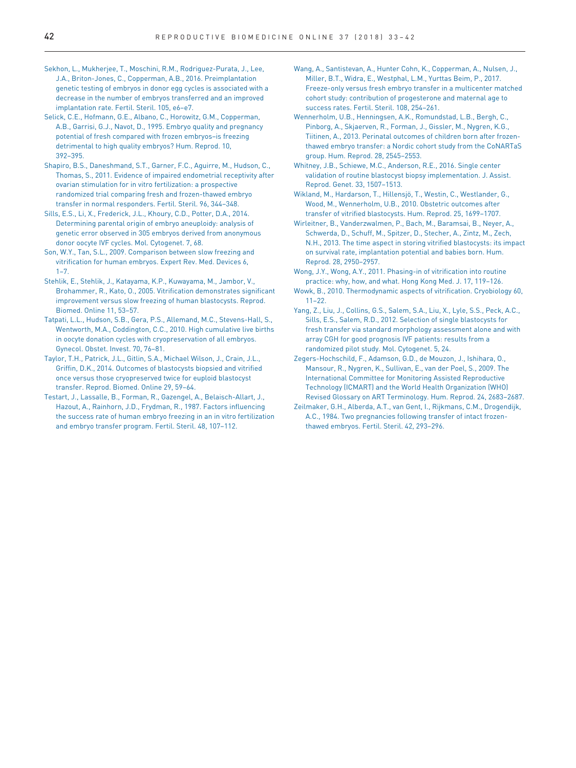Sekhon, L., Mukherjee, T., Moschini, R.M., Rodriguez-Purata, J., Lee, J.A., Briton-Jones, C., Copperman, A.B., 2016. Preimplantation genetic testing of embryos in donor egg cycles is associated with a decrease in the number of embryos transferred and an improved implantation rate. Fertil. Steril. 105, e6–e7.

Selick, C.E., Hofmann, G.E., Albano, C., Horowitz, G.M., Copperman, A.B., Garrisi, G.J., Navot, D., 1995. Embryo quality and pregnancy potential of fresh compared with frozen embryos–is freezing detrimental to high quality embryos? Hum. Reprod. 10, 392–395.

Shapiro, B.S., Daneshmand, S.T., Garner, F.C., Aguirre, M., Hudson, C., Thomas, S., 2011. Evidence of impaired endometrial receptivity after ovarian stimulation for in vitro fertilization: a prospective randomized trial comparing fresh and frozen-thawed embryo transfer in normal responders. Fertil. Steril. 96, 344–348.

Sills, E.S., Li, X., Frederick, J.L., Khoury, C.D., Potter, D.A., 2014. Determining parental origin of embryo aneuploidy: analysis of genetic error observed in 305 embryos derived from anonymous donor oocyte IVF cycles. Mol. Cytogenet. 7, 68.

Son, W.Y., Tan, S.L., 2009. Comparison between slow freezing and vitrification for human embryos. Expert Rev. Med. Devices 6, 1–7.

Stehlik, E., Stehlik, J., Katayama, K.P., Kuwayama, M., Jambor, V., Brohammer, R., Kato, O., 2005. Vitrification demonstrates significant improvement versus slow freezing of human blastocysts. Reprod. Biomed. Online 11, 53–57.

Tatpati, L.L., Hudson, S.B., Gera, P.S., Allemand, M.C., Stevens-Hall, S., Wentworth, M.A., Coddington, C.C., 2010. High cumulative live births in oocyte donation cycles with cryopreservation of all embryos. Gynecol. Obstet. Invest. 70, 76–81.

Taylor, T.H., Patrick, J.L., Gitlin, S.A., Michael Wilson, J., Crain, J.L., Griffin, D.K., 2014. Outcomes of blastocysts biopsied and vitrified once versus those cryopreserved twice for euploid blastocyst transfer. Reprod. Biomed. Online 29, 59–64.

Testart, J., Lassalle, B., Forman, R., Gazengel, A., Belaisch-Allart, J., Hazout, A., Rainhorn, J.D., Frydman, R., 1987. Factors influencing the success rate of human embryo freezing in an in vitro fertilization and embryo transfer program. Fertil. Steril. 48, 107–112.

Wang, A., Santistevan, A., Hunter Cohn, K., Copperman, A., Nulsen, J., Miller, B.T., Widra, E., Westphal, L.M., Yurttas Beim, P., 2017. Freeze-only versus fresh embryo transfer in a multicenter matched cohort study: contribution of progesterone and maternal age to success rates. Fertil. Steril. 108, 254–261.

Wennerholm, U.B., Henningsen, A.K., Romundstad, L.B., Bergh, C., Pinborg, A., Skjaerven, R., Forman, J., Gissler, M., Nygren, K.G., Tiitinen, A., 2013. Perinatal outcomes of children born after frozen-thawed embryo transfer: a Nordic cohort study from the CoNARTaS group. Hum. Reprod. 28, 2545–2553.

Whitney, J.B., Schiewe, M.C., Anderson, R.E., 2016. Single center validation of routine blastocyst biopsy implementation. J. Assist. Reprod. Genet. 33, 1507–1513.

Wikland, M., Hardarson, T., Hillensjö, T., Westin, C., Westlander, G., Wood, M., Wennerholm, U.B., 2010. Obstetric outcomes after transfer of vitrified blastocysts. Hum. Reprod. 25, 1699–1707.

Wirleitner, B., Vanderzwalmen, P., Bach, M., Baramsai, B., Neyer, A., Schwerda, D., Schuff, M., Spitzer, D., Stecher, A., Zintz, M., Zech, N.H., 2013. The time aspect in storing vitrified blastocysts: its impact on survival rate, implantation potential and babies born. Hum. Reprod. 28, 2950–2957.

Wong, J.Y., Wong, A.Y., 2011. Phasing-in of vitrification into routine practice: why, how, and what. Hong Kong Med. J. 17, 119–126.

Wowk, B., 2010. Thermodynamic aspects of vitrification. Cryobiology 60, 11–22.

Yang, Z., Liu, J., Collins, G.S., Salem, S.A., Liu, X., Lyle, S.S., Peck, A.C., Sills, E.S., Salem, R.D., 2012. Selection of single blastocysts for fresh transfer via standard morphology assessment alone and with array CGH for good prognosis IVF patients: results from a randomized pilot study. Mol. Cytogenet. 5, 24.

Zegers-Hochschild, F., Adamson, G.D., de Mouzon, J., Ishihara, O., Mansour, R., Nygren, K., Sullivan, E., van der Poel, S., 2009. The International Committee for Monitoring Assisted Reproductive Technology (ICMART) and the World Health Organization (WHO) Revised Glossary on ART Terminology. Hum. Reprod. 24, 2683–2687.

Zeilmaker, G.H., Alberda, A.T., van Gent, I., Rijkmans, C.M., Drogendijk, A.C., 1984. Two pregnancies following transfer of intact frozen-thawed embryos. Fertil. Steril. 42, 293–296.